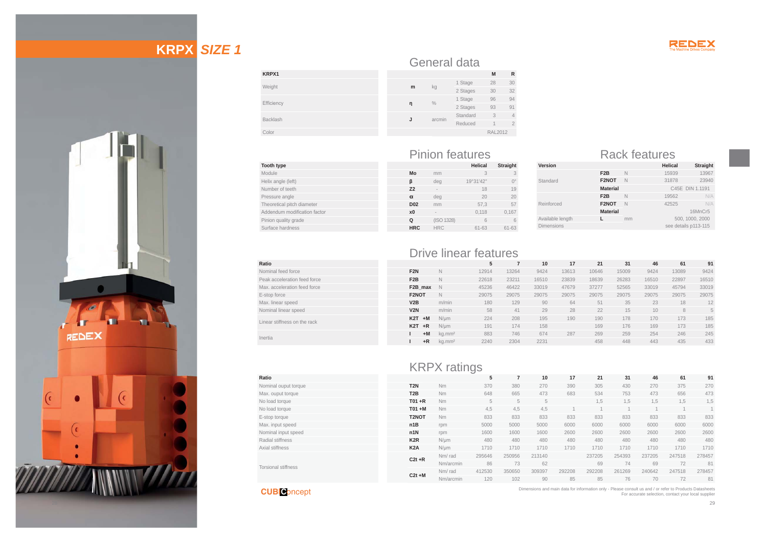# KRPX *SIZE 1*

## General data

| KRPX1 | | | | M | R |
|---|---|---|---|---|---|
| Weight | m | kg | 1 Stage | 28 | 30 |
| | | | 2 Stages | 30 | 32 |
| Efficiency | η | % | 1 Stage | 96 | 94 |
| | | | 2 Stages | 93 | 91 |
| Backlash | J | arcmin | Standard | 3 | 4 |
| | | | Reduced | 1 | 2 |
| Color | | | | RAL2012 | |

## Pinion features

| Tooth type | | | Helical | Straight |
|---|---|---|---|---|
| Module | Mo | mm | 3 | 3 |
| Helix angle (left) | β | deg | 19°31'42" | 0° |
| Number of teeth | Z2 | - | 18 | 19 |
| Pressure angle | α | deg | 20 | 20 |
| Theoretical pitch diameter | D02 | mm | 57,3 | 57 |
| Addendum modification factor | x0 | - | 0,118 | 0,167 |
| Pinion quality grade | Q | (ISO 1328) | 6 | 6 |
| Surface hardness | HRC | HRC | 61-63 | 61-63 |

## Rack features

| Version | | | Helical | Straight |
|---|---|---|---|---|
| Standard | F2B | N | 15939 | 13967 |
| | F2NOT | N | 31878 | 23940 |
| | Material | | C45E DIN 1.1191 | |
| Reinforced | F2B | N | 19562 | N/A |
| | F2NOT | N | 42525 | N/A |
| | Material | | | 16MnCr5 |
| Available length | L | mm | 500, 1000, 2000 | |
| Dimensions | | | see details p113-115 | |

## Drive linear features

| Ratio | | | 5 | 7 | 10 | 17 | 21 | 31 | 46 | 61 | 91 |
|---|---|---|---|---|---|---|---|---|---|---|---|
| Nominal feed force | F2N | N | 12914 | 13264 | 9424 | 13613 | 10646 | 15009 | 9424 | 13089 | 9424 |
| Peak acceleration feed force | F2B | N | 22618 | 23211 | 16510 | 23839 | 18639 | 26283 | 16510 | 22897 | 16510 |
| Max. acceleration feed force | F2B_max | N | 45236 | 46422 | 33019 | 47679 | 37277 | 52565 | 33019 | 45794 | 33019 |
| E-stop force | F2NOT | N | 29075 | 29075 | 29075 | 29075 | 29075 | 29075 | 29075 | 29075 | 29075 |
| Max. linear speed | V2B | m/min | 180 | 129 | 90 | 64 | 51 | 35 | 23 | 18 | 12 |
| Nominal linear speed | V2N | m/min | 58 | 41 | 29 | 28 | 22 | 15 | 10 | 8 | 5 |
| Linear stiffness on the rack | K2T +M | N/µm | 224 | 208 | 195 | 190 | 190 | 178 | 170 | 173 | 185 |
| | K2T +R | N/µm | 191 | 174 | 158 | | 169 | 176 | 169 | 173 | 185 |
| Inertia | I +M | kg.mm² | 883 | 746 | 674 | 287 | 269 | 259 | 254 | 246 | 245 |
| | I +R | kg.mm² | 2240 | 2304 | 2231 | | 458 | 448 | 443 | 435 | 433 |

## KRPX ratings

| Ratio | | | 5 | 7 | 10 | 17 | 21 | 31 | 46 | 61 | 91 |
|---|---|---|---|---|---|---|---|---|---|---|---|
| Nominal ouput torque | T2N | Nm | 370 | 380 | 270 | 390 | 305 | 430 | 270 | 375 | 270 |
| Max. ouput torque | T2B | Nm | 648 | 665 | 473 | 683 | 534 | 753 | 473 | 656 | 473 |
| No load torque | T01 +R | Nm | 5 | 5 | 5 | | 1,5 | 1,5 | 1,5 | 1,5 | 1,5 |
| No load torque | T01 +M | Nm | 4,5 | 4,5 | 4,5 | 1 | 1 | 1 | 1 | 1 | 1 |
| E-stop torque | T2NOT | Nm | 833 | 833 | 833 | 833 | 833 | 833 | 833 | 833 | 833 |
| Max. input speed | n1B | rpm | 5000 | 5000 | 5000 | 6000 | 6000 | 6000 | 6000 | 6000 | 6000 |
| Nominal input speed | n1N | rpm | 1600 | 1600 | 1600 | 2600 | 2600 | 2600 | 2600 | 2600 | 2600 |
| Radial stiffness | K2R | N/µm | 480 | 480 | 480 | 480 | 480 | 480 | 480 | 480 | 480 |
| Axial stiffness | K2A | N/µm | 1710 | 1710 | 1710 | 1710 | 1710 | 1710 | 1710 | 1710 | 1710 |
| Torsional stiffness | C2t +R | Nm/ rad | 295646 | 250956 | 213140 | | 237205 | 254393 | 237205 | 247518 | 278457 |
| | | Nm/arcmin | 86 | 73 | 62 | | 69 | 74 | 69 | 72 | 81 |
| | C2t +M | Nm/ rad | 412530 | 350650 | 309397 | 292208 | 292208 | 261269 | 240642 | 247518 | 278457 |
| | | Nm/arcmin | 120 | 102 | 90 | 85 | 85 | 76 | 70 | 72 | 81 |

Dimensions and main data for information only - Please consult us and / or refer to Products Datasheets
For accurate selection, contact your local supplier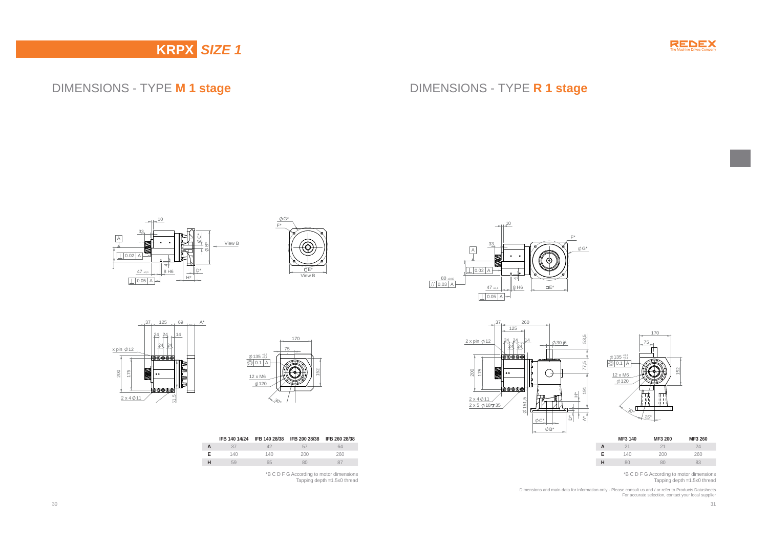# KRPX *SIZE 1*

## DIMENSIONS - TYPE **M 1 stage**

|   | IFB 140 14/24 | IFB 140 28/38 | IFB 200 28/38 | IFB 260 28/38 |
|---|---|---|---|---|
| **A** | 37 | 42 | 57 | 64 |
| **E** | 140 | 140 | 200 | 260 |
| **H** | 59 | 65 | 80 | 87 |

*B C D F G According to motor dimensions
Tapping depth =1.5x0 thread

## DIMENSIONS - TYPE **R 1 stage**

|   | MF3 140 | MF3 200 | MF3 260 |
|---|---|---|---|
| **A** | 21 | 21 | 24 |
| **E** | 140 | 200 | 260 |
| **H** | 80 | 80 | 83 |

*B C D F G According to motor dimensions
Tapping depth =1.5x0 thread

Dimensions and main data for information only - Please consult us and / or refer to Products Datasheets
For accurate selection, contact your local supplier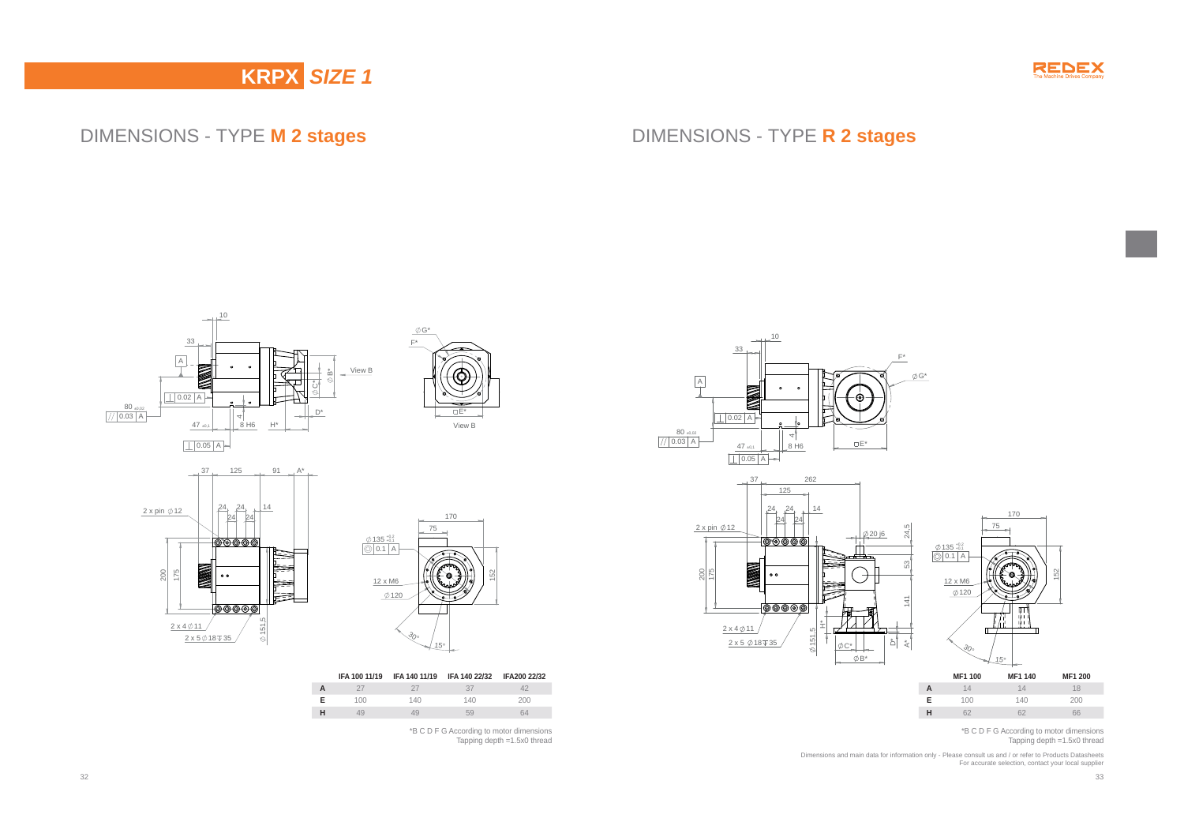# KRPX *SIZE 1*

## DIMENSIONS - TYPE **M 2 stages**

| | IFA 100 11/19 | IFA 140 11/19 | IFA 140 22/32 | IFA200 22/32 |
|---|---|---|---|---|
| **A** | 27 | 27 | 37 | 42 |
| **E** | 100 | 140 | 140 | 200 |
| **H** | 49 | 49 | 59 | 64 |

*B C D F G According to motor dimensions
Tapping depth =1.5x0 thread

## DIMENSIONS - TYPE **R 2 stages**

| | MF1 100 | MF1 140 | MF1 200 |
|---|---|---|---|
| **A** | 14 | 14 | 18 |
| **E** | 100 | 140 | 200 |
| **H** | 62 | 62 | 66 |

*B C D F G According to motor dimensions
Tapping depth =1.5x0 thread

Dimensions and main data for information only - Please consult us and / or refer to Products Datasheets
For accurate selection, contact your local supplier